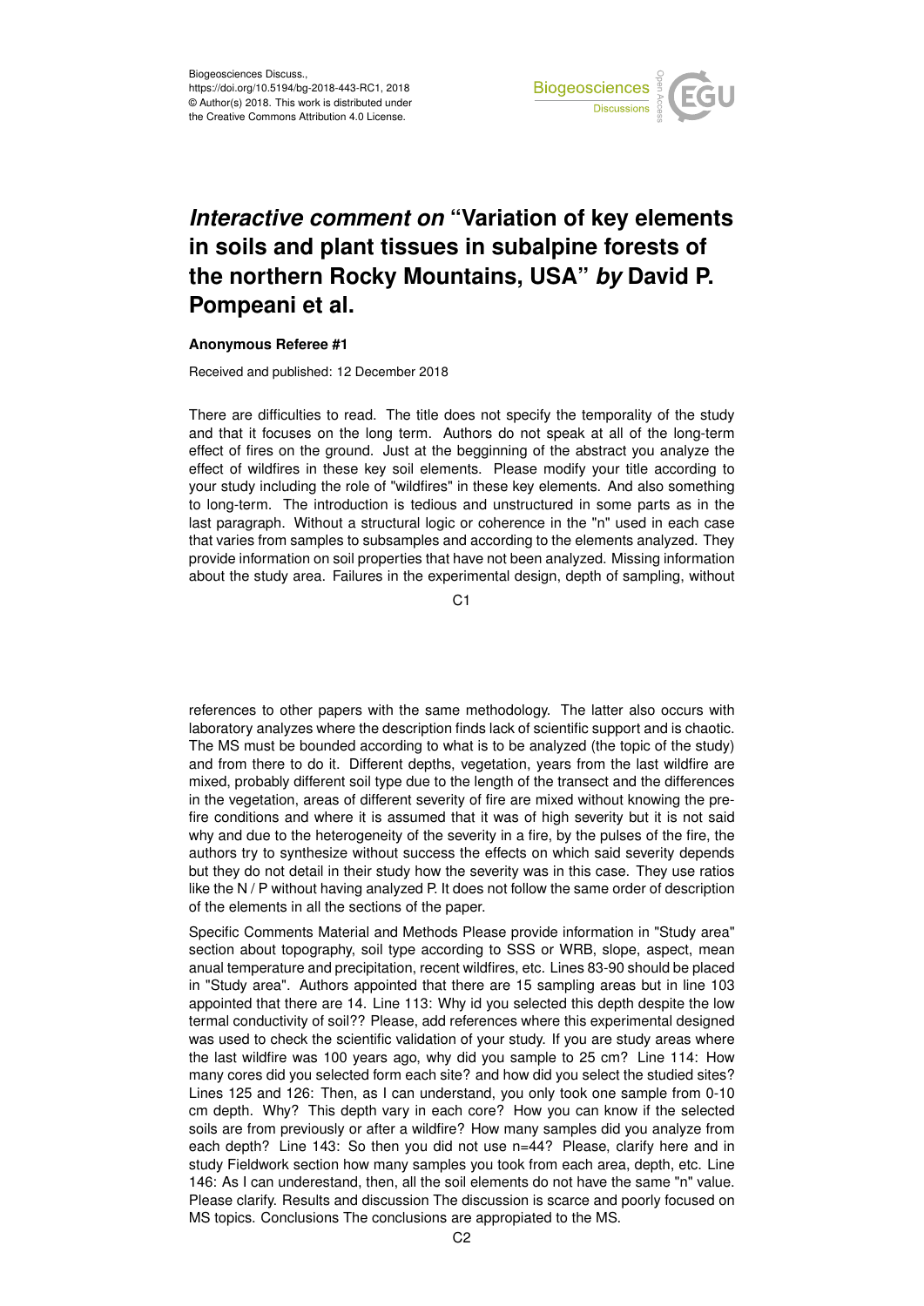Biogeosciences Discuss.,
https://doi.org/10.5194/bg-2018-443-RC1, 2018
© Author(s) 2018. This work is distributed under
the Creative Commons Attribution 4.0 License.

# *Interactive comment on* "Variation of key elements in soils and plant tissues in subalpine forests of the northern Rocky Mountains, USA" *by* David P. Pompeani et al.

**Anonymous Referee #1**

Received and published: 12 December 2018

There are difficulties to read. The title does not specify the temporality of the study and that it focuses on the long term. Authors do not speak at all of the long-term effect of fires on the ground. Just at the begginning of the abstract you analyze the effect of wildfires in these key soil elements. Please modify your title according to your study including the role of "wildfires" in these key elements. And also something to long-term. The introduction is tedious and unstructured in some parts as in the last paragraph. Without a structural logic or coherence in the "n" used in each case that varies from samples to subsamples and according to the elements analyzed. They provide information on soil properties that have not been analyzed. Missing information about the study area. Failures in the experimental design, depth of sampling, without references to other papers with the same methodology. The latter also occurs with laboratory analyzes where the description finds lack of scientific support and is chaotic. The MS must be bounded according to what is to be analyzed (the topic of the study) and from there to do it. Different depths, vegetation, years from the last wildfire are mixed, probably different soil type due to the length of the transect and the differences in the vegetation, areas of different severity of fire are mixed without knowing the pre-fire conditions and where it is assumed that it was of high severity but it is not said why and due to the heterogeneity of the severity in a fire, by the pulses of the fire, the authors try to synthesize without success the effects on which said severity depends but they do not detail in their study how the severity was in this case. They use ratios like the N / P without having analyzed P. It does not follow the same order of description of the elements in all the sections of the paper.

Specific Comments Material and Methods Please provide information in "Study area" section about topography, soil type according to SSS or WRB, slope, aspect, mean anual temperature and precipitation, recent wildfires, etc. Lines 83-90 should be placed in "Study area". Authors appointed that there are 15 sampling areas but in line 103 appointed that there are 14. Line 113: Why id you selected this depth despite the low termal conductivity of soil?? Please, add references where this experimental designed was used to check the scientific validation of your study. If you are study areas where the last wildfire was 100 years ago, why did you sample to 25 cm? Line 114: How many cores did you selected form each site? and how did you select the studied sites? Lines 125 and 126: Then, as I can understand, you only took one sample from 0-10 cm depth. Why? This depth vary in each core? How you can know if the selected soils are from previously or after a wildfire? How many samples did you analyze from each depth? Line 143: So then you did not use n=44? Please, clarify here and in study Fieldwork section how many samples you took from each area, depth, etc. Line 146: As I can underestand, then, all the soil elements do not have the same "n" value. Please clarify. Results and discussion The discussion is scarce and poorly focused on MS topics. Conclusions The conclusions are appropiated to the MS.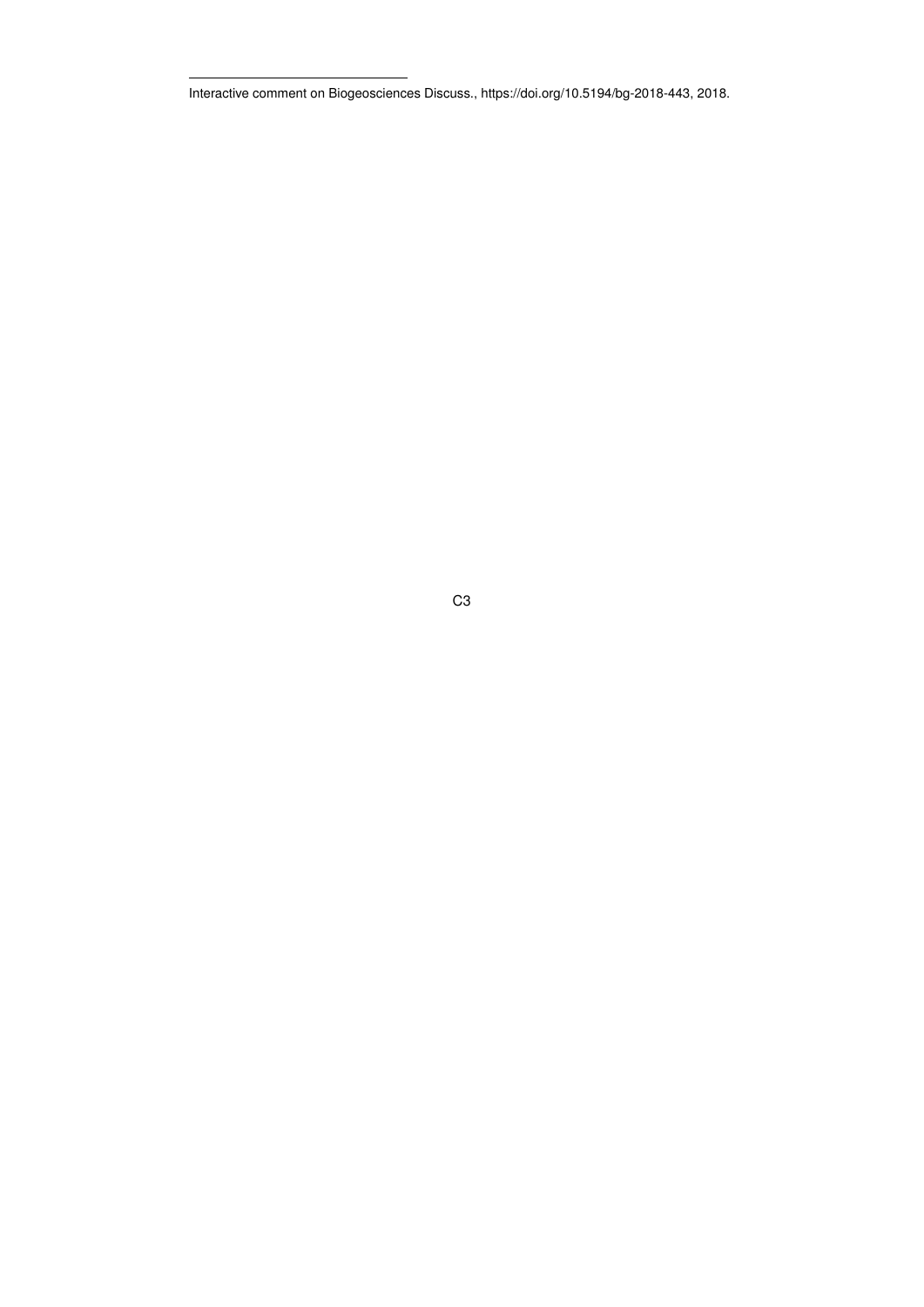Interactive comment on Biogeosciences Discuss., https://doi.org/10.5194/bg-2018-443, 2018.